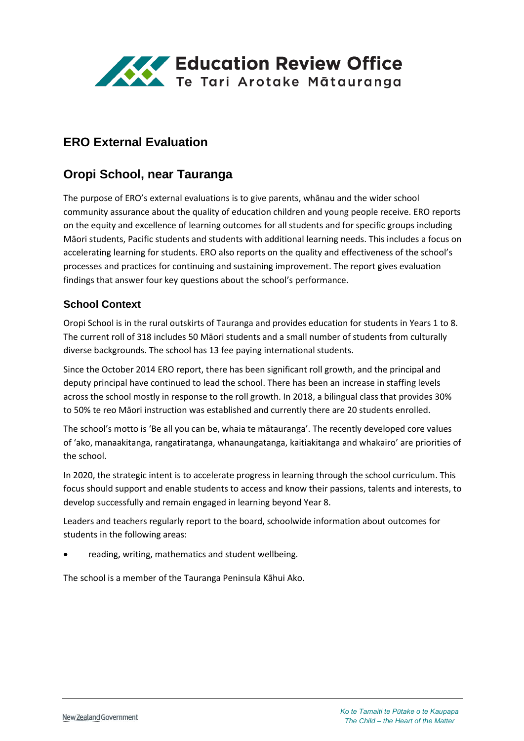# Education Review Office
Te Tari Arotake Mātauranga

## ERO External Evaluation

## Oropi School, near Tauranga

The purpose of ERO's external evaluations is to give parents, whānau and the wider school community assurance about the quality of education children and young people receive. ERO reports on the equity and excellence of learning outcomes for all students and for specific groups including Māori students, Pacific students and students with additional learning needs. This includes a focus on accelerating learning for students. ERO also reports on the quality and effectiveness of the school's processes and practices for continuing and sustaining improvement. The report gives evaluation findings that answer four key questions about the school's performance.

### School Context

Oropi School is in the rural outskirts of Tauranga and provides education for students in Years 1 to 8. The current roll of 318 includes 50 Māori students and a small number of students from culturally diverse backgrounds. The school has 13 fee paying international students.

Since the October 2014 ERO report, there has been significant roll growth, and the principal and deputy principal have continued to lead the school. There has been an increase in staffing levels across the school mostly in response to the roll growth. In 2018, a bilingual class that provides 30% to 50% te reo Māori instruction was established and currently there are 20 students enrolled.

The school's motto is 'Be all you can be, whaia te mātauranga'. The recently developed core values of 'ako, manaakitanga, rangatiratanga, whanaungatanga, kaitiakitanga and whakairo' are priorities of the school.

In 2020, the strategic intent is to accelerate progress in learning through the school curriculum. This focus should support and enable students to access and know their passions, talents and interests, to develop successfully and remain engaged in learning beyond Year 8.

Leaders and teachers regularly report to the board, schoolwide information about outcomes for students in the following areas:

- reading, writing, mathematics and student wellbeing.

The school is a member of the Tauranga Peninsula Kāhui Ako.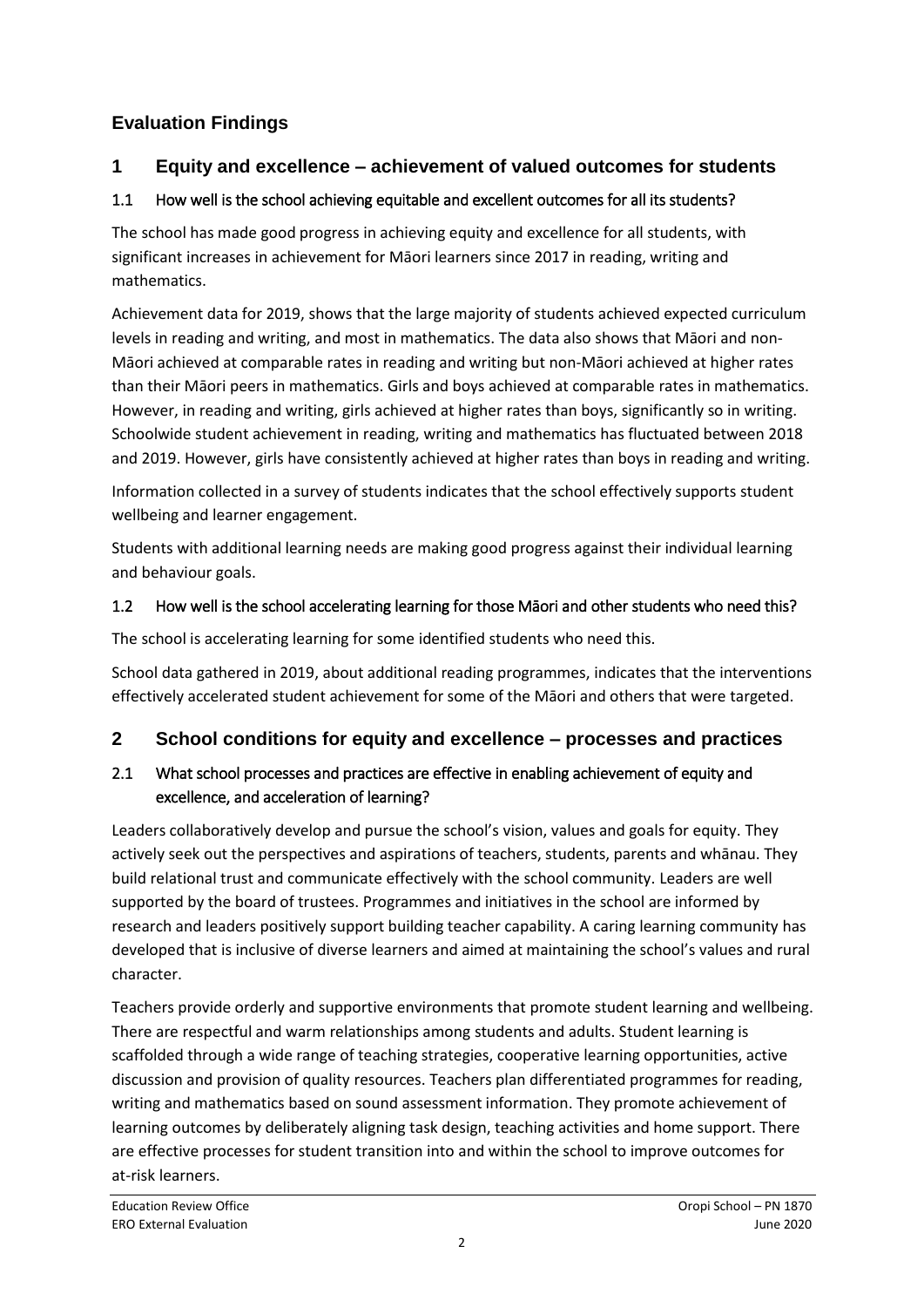## Evaluation Findings

## 1 Equity and excellence – achievement of valued outcomes for students

### 1.1 How well is the school achieving equitable and excellent outcomes for all its students?

The school has made good progress in achieving equity and excellence for all students, with significant increases in achievement for Māori learners since 2017 in reading, writing and mathematics.

Achievement data for 2019, shows that the large majority of students achieved expected curriculum levels in reading and writing, and most in mathematics. The data also shows that Māori and non-Māori achieved at comparable rates in reading and writing but non-Māori achieved at higher rates than their Māori peers in mathematics. Girls and boys achieved at comparable rates in mathematics. However, in reading and writing, girls achieved at higher rates than boys, significantly so in writing. Schoolwide student achievement in reading, writing and mathematics has fluctuated between 2018 and 2019. However, girls have consistently achieved at higher rates than boys in reading and writing.

Information collected in a survey of students indicates that the school effectively supports student wellbeing and learner engagement.

Students with additional learning needs are making good progress against their individual learning and behaviour goals.

### 1.2 How well is the school accelerating learning for those Māori and other students who need this?

The school is accelerating learning for some identified students who need this.

School data gathered in 2019, about additional reading programmes, indicates that the interventions effectively accelerated student achievement for some of the Māori and others that were targeted.

## 2 School conditions for equity and excellence – processes and practices

### 2.1 What school processes and practices are effective in enabling achievement of equity and excellence, and acceleration of learning?

Leaders collaboratively develop and pursue the school's vision, values and goals for equity. They actively seek out the perspectives and aspirations of teachers, students, parents and whānau. They build relational trust and communicate effectively with the school community. Leaders are well supported by the board of trustees. Programmes and initiatives in the school are informed by research and leaders positively support building teacher capability. A caring learning community has developed that is inclusive of diverse learners and aimed at maintaining the school's values and rural character.

Teachers provide orderly and supportive environments that promote student learning and wellbeing. There are respectful and warm relationships among students and adults. Student learning is scaffolded through a wide range of teaching strategies, cooperative learning opportunities, active discussion and provision of quality resources. Teachers plan differentiated programmes for reading, writing and mathematics based on sound assessment information. They promote achievement of learning outcomes by deliberately aligning task design, teaching activities and home support. There are effective processes for student transition into and within the school to improve outcomes for at-risk learners.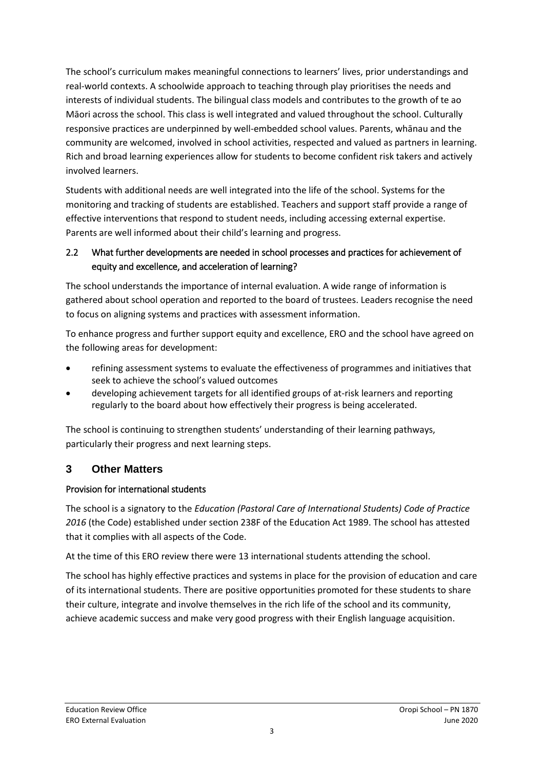The school's curriculum makes meaningful connections to learners' lives, prior understandings and real-world contexts. A schoolwide approach to teaching through play prioritises the needs and interests of individual students. The bilingual class models and contributes to the growth of te ao Māori across the school. This class is well integrated and valued throughout the school. Culturally responsive practices are underpinned by well-embedded school values. Parents, whānau and the community are welcomed, involved in school activities, respected and valued as partners in learning. Rich and broad learning experiences allow for students to become confident risk takers and actively involved learners.

Students with additional needs are well integrated into the life of the school. Systems for the monitoring and tracking of students are established. Teachers and support staff provide a range of effective interventions that respond to student needs, including accessing external expertise. Parents are well informed about their child's learning and progress.

### 2.2 What further developments are needed in school processes and practices for achievement of equity and excellence, and acceleration of learning?

The school understands the importance of internal evaluation. A wide range of information is gathered about school operation and reported to the board of trustees. Leaders recognise the need to focus on aligning systems and practices with assessment information.

To enhance progress and further support equity and excellence, ERO and the school have agreed on the following areas for development:

- refining assessment systems to evaluate the effectiveness of programmes and initiatives that seek to achieve the school's valued outcomes
- developing achievement targets for all identified groups of at-risk learners and reporting regularly to the board about how effectively their progress is being accelerated.

The school is continuing to strengthen students' understanding of their learning pathways, particularly their progress and next learning steps.

## 3 Other Matters

### Provision for international students

The school is a signatory to the *Education (Pastoral Care of International Students) Code of Practice 2016* (the Code) established under section 238F of the Education Act 1989. The school has attested that it complies with all aspects of the Code.

At the time of this ERO review there were 13 international students attending the school.

The school has highly effective practices and systems in place for the provision of education and care of its international students. There are positive opportunities promoted for these students to share their culture, integrate and involve themselves in the rich life of the school and its community, achieve academic success and make very good progress with their English language acquisition.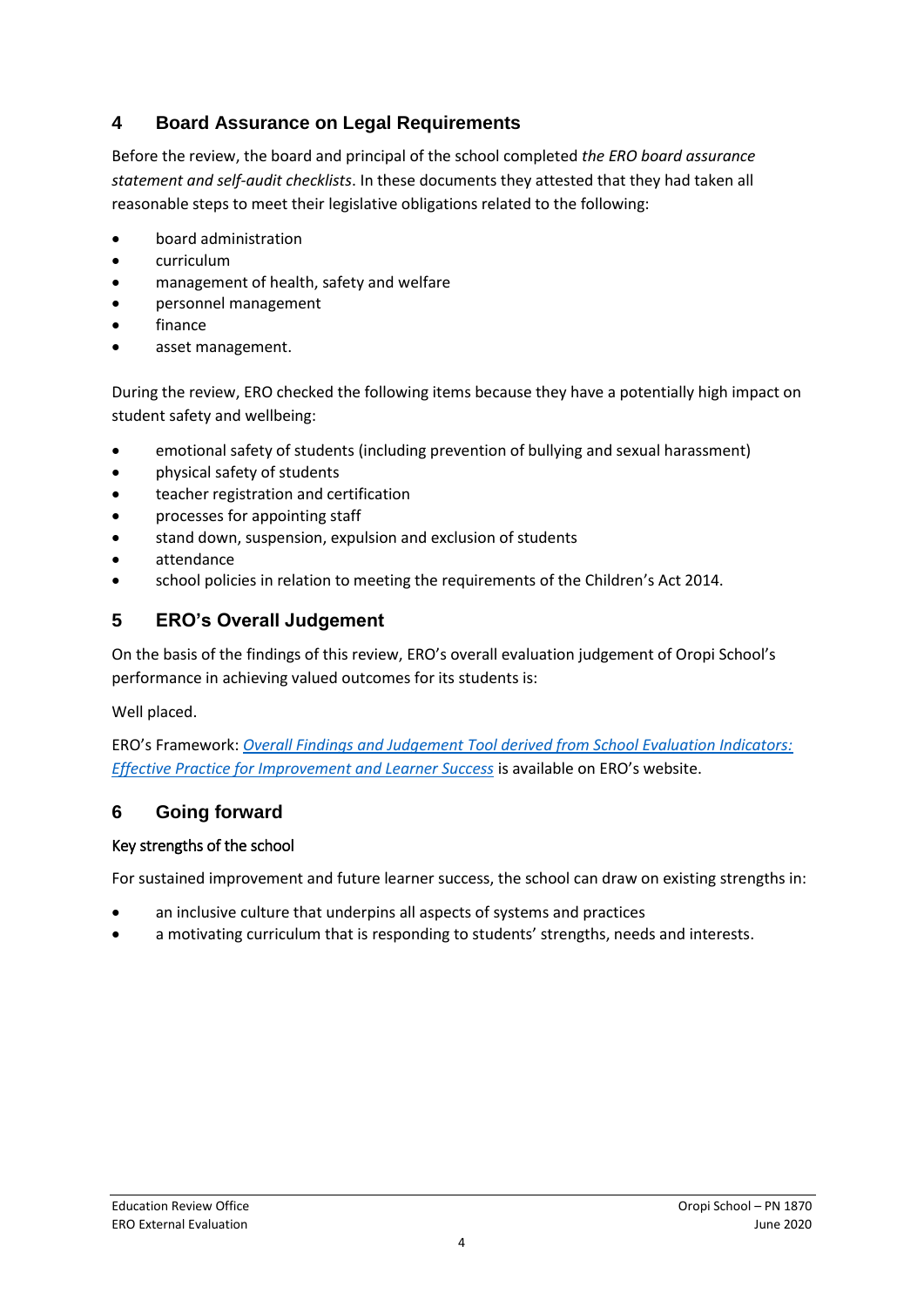## 4 Board Assurance on Legal Requirements

Before the review, the board and principal of the school completed *the ERO board assurance statement and self-audit checklists*. In these documents they attested that they had taken all reasonable steps to meet their legislative obligations related to the following:

- board administration
- curriculum
- management of health, safety and welfare
- personnel management
- finance
- asset management.

During the review, ERO checked the following items because they have a potentially high impact on student safety and wellbeing:

- emotional safety of students (including prevention of bullying and sexual harassment)
- physical safety of students
- teacher registration and certification
- processes for appointing staff
- stand down, suspension, expulsion and exclusion of students
- attendance
- school policies in relation to meeting the requirements of the Children's Act 2014.

## 5 ERO's Overall Judgement

On the basis of the findings of this review, ERO's overall evaluation judgement of Oropi School's performance in achieving valued outcomes for its students is:

Well placed.

ERO's Framework: *Overall Findings and Judgement Tool derived from School Evaluation Indicators: Effective Practice for Improvement and Learner Success* is available on ERO's website.

## 6 Going forward

### Key strengths of the school

For sustained improvement and future learner success, the school can draw on existing strengths in:

- an inclusive culture that underpins all aspects of systems and practices
- a motivating curriculum that is responding to students' strengths, needs and interests.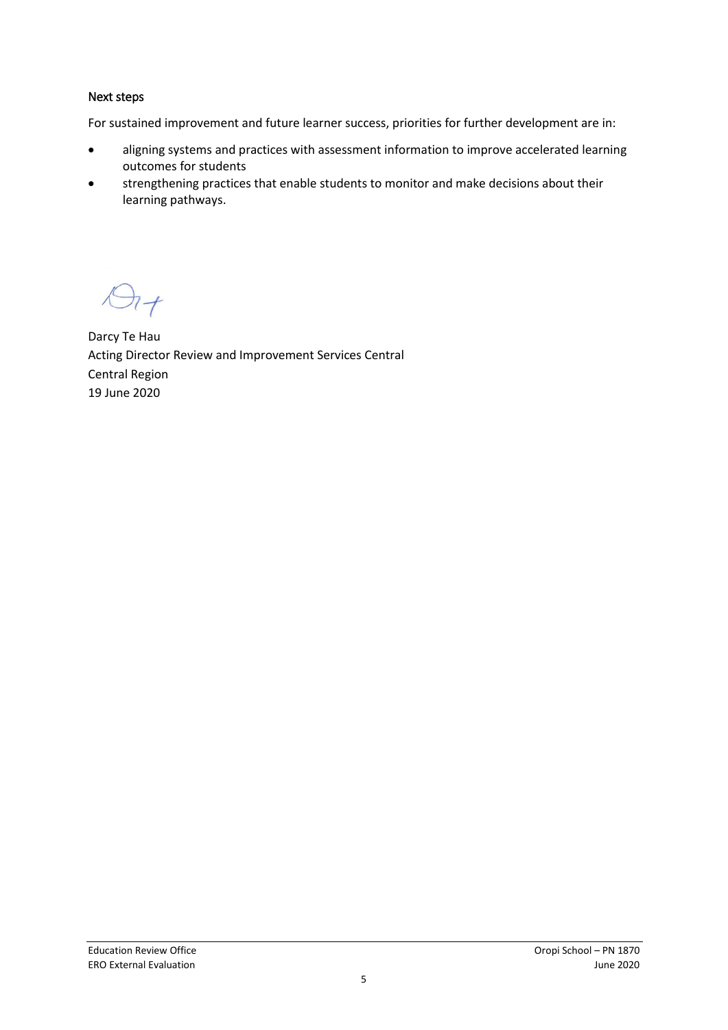### Next steps

For sustained improvement and future learner success, priorities for further development are in:

- aligning systems and practices with assessment information to improve accelerated learning outcomes for students
- strengthening practices that enable students to monitor and make decisions about their learning pathways.

Darcy Te Hau
Acting Director Review and Improvement Services Central
Central Region
19 June 2020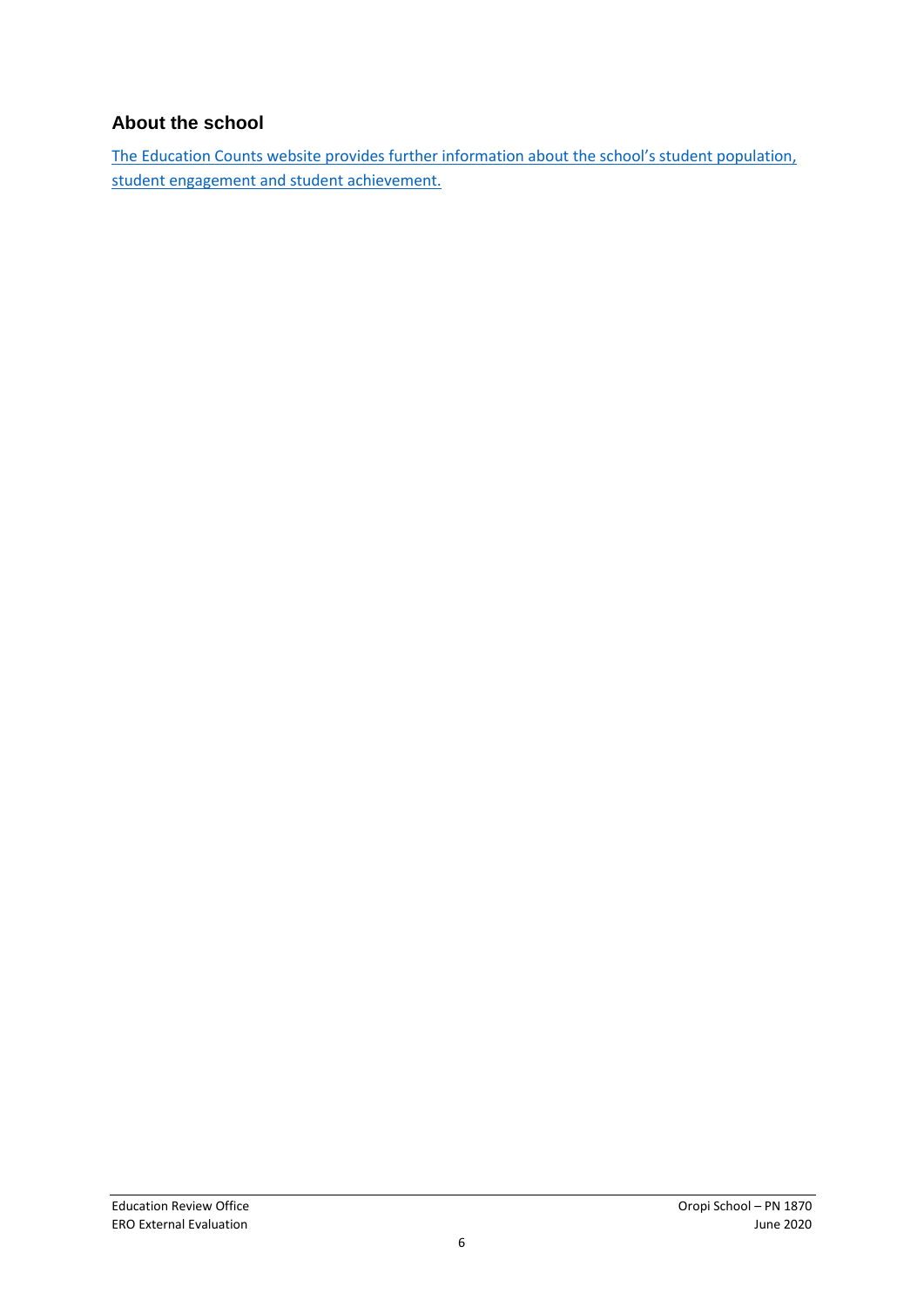## About the school

[The Education Counts website provides further information about the school's student population, student engagement and student achievement.]